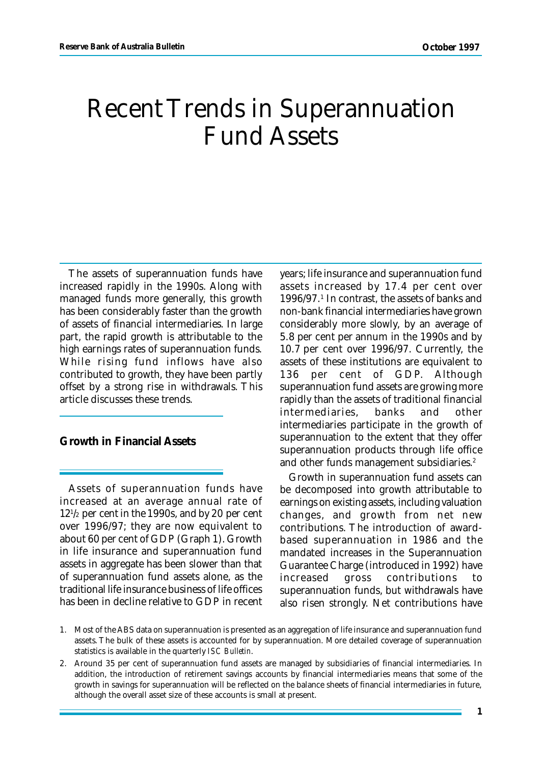# Recent Trends in Superannuation Fund Assets

The assets of superannuation funds have increased rapidly in the 1990s. Along with managed funds more generally, this growth has been considerably faster than the growth of assets of financial intermediaries. In large part, the rapid growth is attributable to the high earnings rates of superannuation funds. While rising fund inflows have also contributed to growth, they have been partly offset by a strong rise in withdrawals. This article discusses these trends.

## Growth in Financial Assets

Assets of superannuation funds have increased at an average annual rate of 12½ per cent in the 1990s, and by 20 per cent over 1996/97; they are now equivalent to about 60 per cent of GDP (Graph 1). Growth in life insurance and superannuation fund assets in aggregate has been slower than that of superannuation fund assets alone, as the traditional life insurance business of life offices has been in decline relative to GDP in recent years; life insurance and superannuation fund assets increased by 17.4 per cent over 1996/97.[1] In contrast, the assets of banks and non-bank financial intermediaries have grown considerably more slowly, by an average of 5.8 per cent per annum in the 1990s and by 10.7 per cent over 1996/97. Currently, the assets of these institutions are equivalent to 136 per cent of GDP. Although superannuation fund assets are growing more rapidly than the assets of traditional financial intermediaries, banks and other intermediaries participate in the growth of superannuation to the extent that they offer superannuation products through life office and other funds management subsidiaries.[2]

Growth in superannuation fund assets can be decomposed into growth attributable to earnings on existing assets, including valuation changes, and growth from net new contributions. The introduction of award-based superannuation in 1986 and the mandated increases in the Superannuation Guarantee Charge (introduced in 1992) have increased gross contributions to superannuation funds, but withdrawals have also risen strongly. Net contributions have

1. Most of the ABS data on superannuation is presented as an aggregation of life insurance and superannuation fund assets. The bulk of these assets is accounted for by superannuation. More detailed coverage of superannuation statistics is available in the quarterly *ISC Bulletin*.

2. Around 35 per cent of superannuation fund assets are managed by subsidiaries of financial intermediaries. In addition, the introduction of retirement savings accounts by financial intermediaries means that some of the growth in savings for superannuation will be reflected on the balance sheets of financial intermediaries in future, although the overall asset size of these accounts is small at present.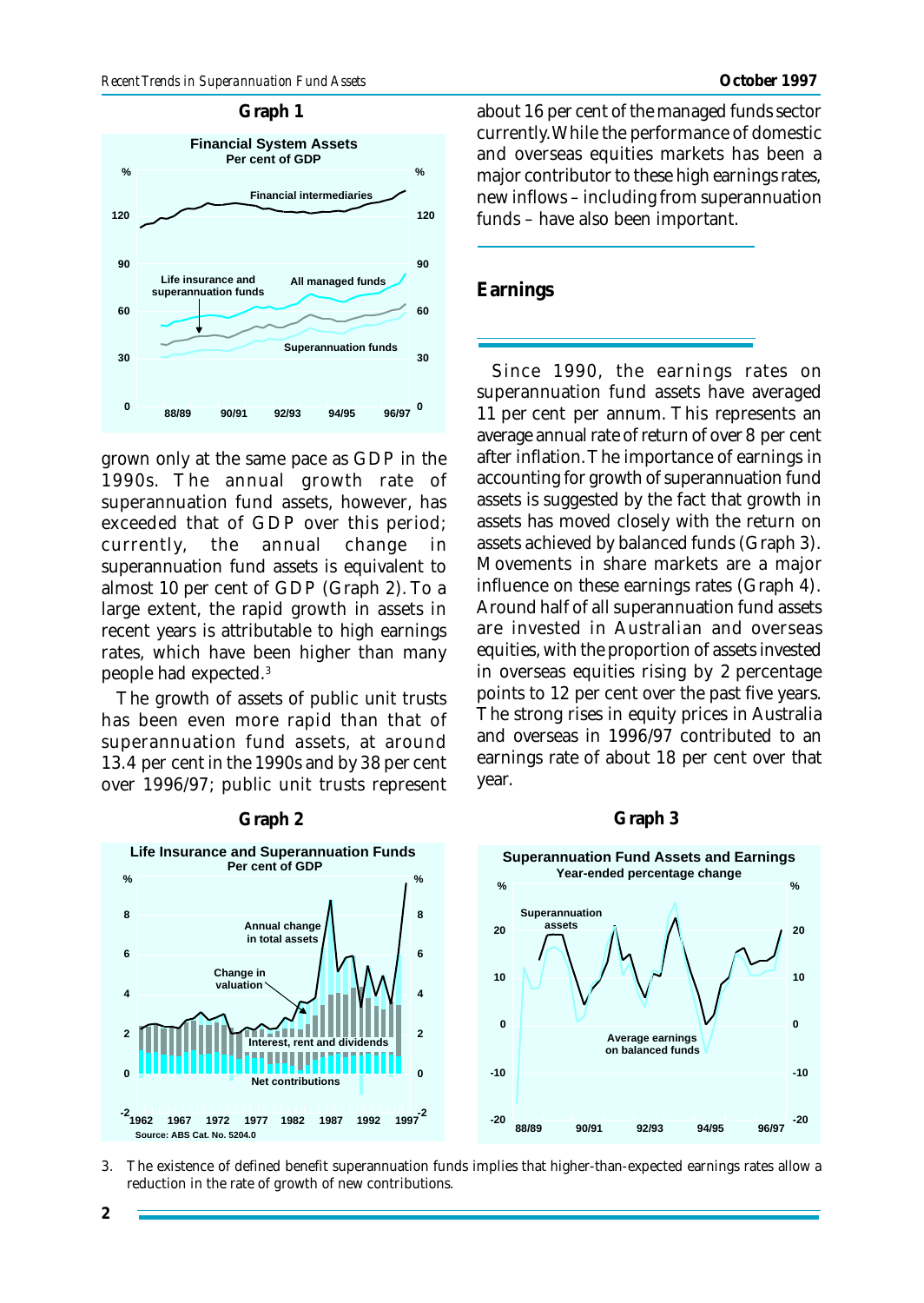**Graph 1**

**Financial System Assets**
Per cent of GDP

grown only at the same pace as GDP in the 1990s. The annual growth rate of superannuation fund assets, however, has exceeded that of GDP over this period; currently, the annual change in superannuation fund assets is equivalent to almost 10 per cent of GDP (Graph 2). To a large extent, the rapid growth in assets in recent years is attributable to high earnings rates, which have been higher than many people had expected.[3]

The growth of assets of public unit trusts has been even more rapid than that of superannuation fund assets, at around 13.4 per cent in the 1990s and by 38 per cent over 1996/97; public unit trusts represent about 16 per cent of the managed funds sector currently. While the performance of domestic and overseas equities markets has been a major contributor to these high earnings rates, new inflows – including from superannuation funds – have also been important.

## Earnings

Since 1990, the earnings rates on superannuation fund assets have averaged 11 per cent per annum. This represents an average annual rate of return of over 8 per cent after inflation. The importance of earnings in accounting for growth of superannuation fund assets is suggested by the fact that growth in assets has moved closely with the return on assets achieved by balanced funds (Graph 3). Movements in share markets are a major influence on these earnings rates (Graph 4). Around half of all superannuation fund assets are invested in Australian and overseas equities, with the proportion of assets invested in overseas equities rising by 2 percentage points to 12 per cent over the past five years. The strong rises in equity prices in Australia and overseas in 1996/97 contributed to an earnings rate of about 18 per cent over that year.

**Graph 2**

**Life Insurance and Superannuation Funds**
Per cent of GDP

Source: ABS Cat. No. 5204.0

**Graph 3**

**Superannuation Fund Assets and Earnings**
Year-ended percentage change

3. The existence of defined benefit superannuation funds implies that higher-than-expected earnings rates allow a reduction in the rate of growth of new contributions.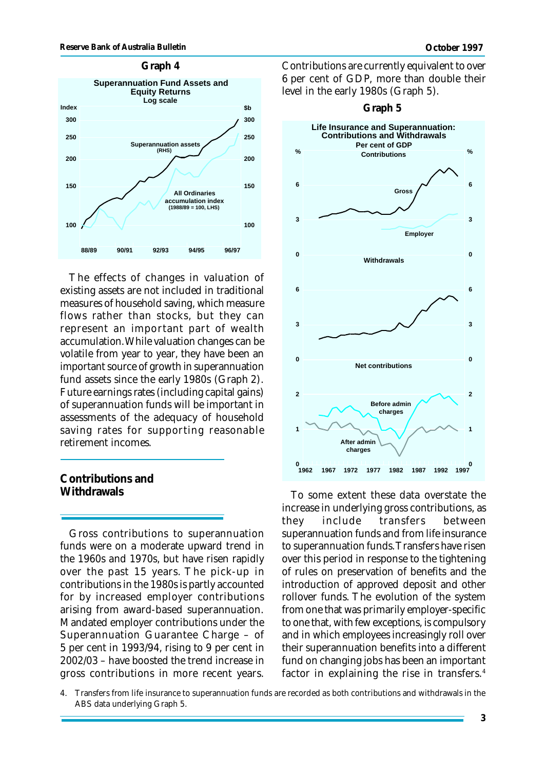**Graph 4**

Superannuation Fund Assets and Equity Returns
Log scale

The effects of changes in valuation of existing assets are not included in traditional measures of household saving, which measure flows rather than stocks, but they can represent an important part of wealth accumulation. While valuation changes can be volatile from year to year, they have been an important source of growth in superannuation fund assets since the early 1980s (Graph 2). Future earnings rates (including capital gains) of superannuation funds will be important in assessments of the adequacy of household saving rates for supporting reasonable retirement incomes.

## Contributions and Withdrawals

Gross contributions to superannuation funds were on a moderate upward trend in the 1960s and 1970s, but have risen rapidly over the past 15 years. The pick-up in contributions in the 1980s is partly accounted for by increased employer contributions arising from award-based superannuation. Mandated employer contributions under the Superannuation Guarantee Charge – of 5 per cent in 1993/94, rising to 9 per cent in 2002/03 – have boosted the trend increase in gross contributions in more recent years. Contributions are currently equivalent to over 6 per cent of GDP, more than double their level in the early 1980s (Graph 5).

**Graph 5**

Life Insurance and Superannuation: Contributions and Withdrawals
Per cent of GDP

To some extent these data overstate the increase in underlying gross contributions, as they include transfers between superannuation funds and from life insurance to superannuation funds. Transfers have risen over this period in response to the tightening of rules on preservation of benefits and the introduction of approved deposit and other rollover funds. The evolution of the system from one that was primarily employer-specific to one that, with few exceptions, is compulsory and in which employees increasingly roll over their superannuation benefits into a different fund on changing jobs has been an important factor in explaining the rise in transfers.[4]

4. Transfers from life insurance to superannuation funds are recorded as both contributions and withdrawals in the ABS data underlying Graph 5.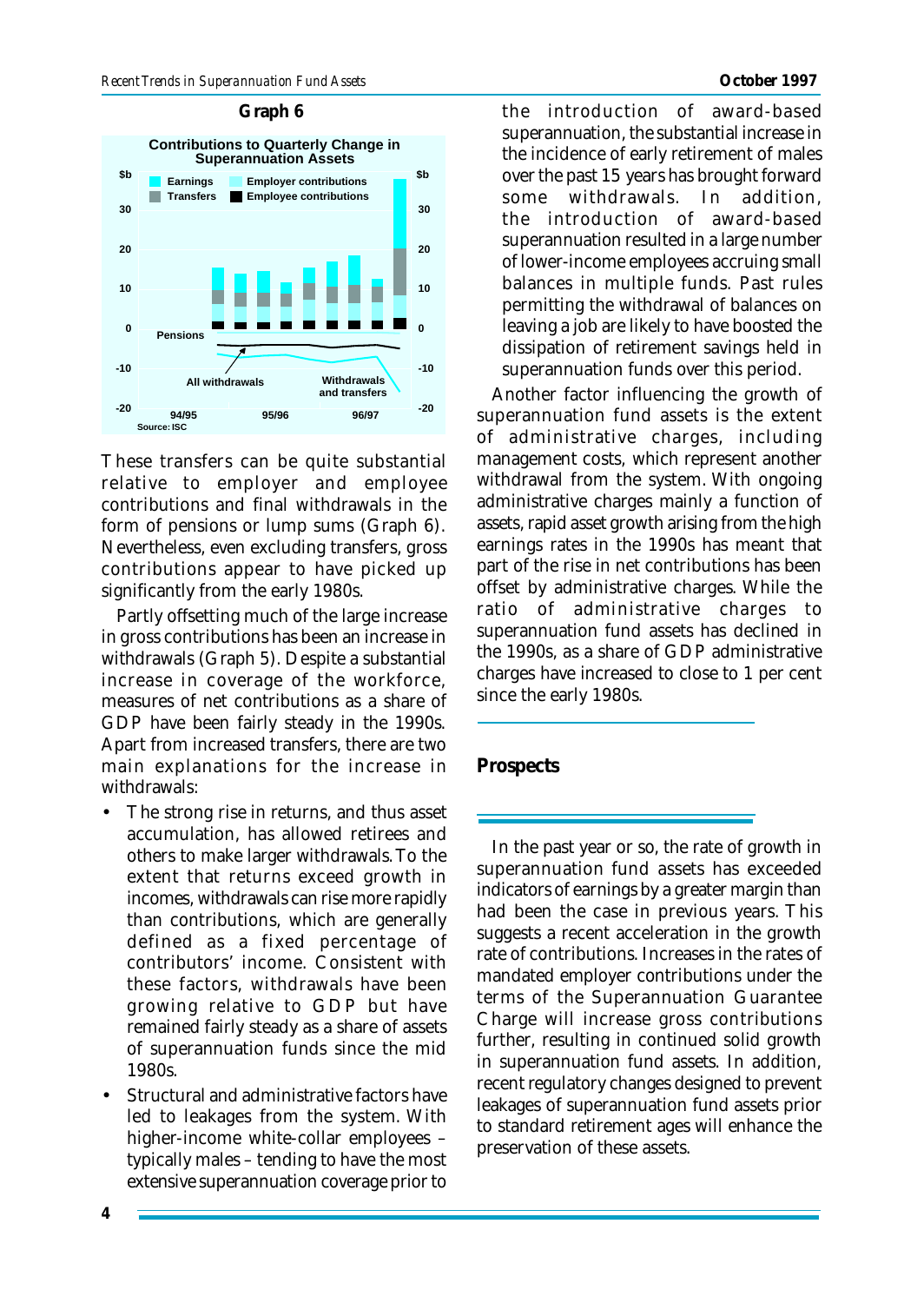**Graph 6**

**Contributions to Quarterly Change in Superannuation Assets**

Source: ISC

These transfers can be quite substantial relative to employer and employee contributions and final withdrawals in the form of pensions or lump sums (Graph 6). Nevertheless, even excluding transfers, gross contributions appear to have picked up significantly from the early 1980s.

Partly offsetting much of the large increase in gross contributions has been an increase in withdrawals (Graph 5). Despite a substantial increase in coverage of the workforce, measures of net contributions as a share of GDP have been fairly steady in the 1990s. Apart from increased transfers, there are two main explanations for the increase in withdrawals:

- The strong rise in returns, and thus asset accumulation, has allowed retirees and others to make larger withdrawals. To the extent that returns exceed growth in incomes, withdrawals can rise more rapidly than contributions, which are generally defined as a fixed percentage of contributors' income. Consistent with these factors, withdrawals have been growing relative to GDP but have remained fairly steady as a share of assets of superannuation funds since the mid 1980s.
- Structural and administrative factors have led to leakages from the system. With higher-income white-collar employees – typically males – tending to have the most extensive superannuation coverage prior to the introduction of award-based superannuation, the substantial increase in the incidence of early retirement of males over the past 15 years has brought forward some withdrawals. In addition, the introduction of award-based superannuation resulted in a large number of lower-income employees accruing small balances in multiple funds. Past rules permitting the withdrawal of balances on leaving a job are likely to have boosted the dissipation of retirement savings held in superannuation funds over this period.

Another factor influencing the growth of superannuation fund assets is the extent of administrative charges, including management costs, which represent another withdrawal from the system. With ongoing administrative charges mainly a function of assets, rapid asset growth arising from the high earnings rates in the 1990s has meant that part of the rise in net contributions has been offset by administrative charges. While the ratio of administrative charges to superannuation fund assets has declined in the 1990s, as a share of GDP administrative charges have increased to close to 1 per cent since the early 1980s.

## Prospects

In the past year or so, the rate of growth in superannuation fund assets has exceeded indicators of earnings by a greater margin than had been the case in previous years. This suggests a recent acceleration in the growth rate of contributions. Increases in the rates of mandated employer contributions under the terms of the Superannuation Guarantee Charge will increase gross contributions further, resulting in continued solid growth in superannuation fund assets. In addition, recent regulatory changes designed to prevent leakages of superannuation fund assets prior to standard retirement ages will enhance the preservation of these assets.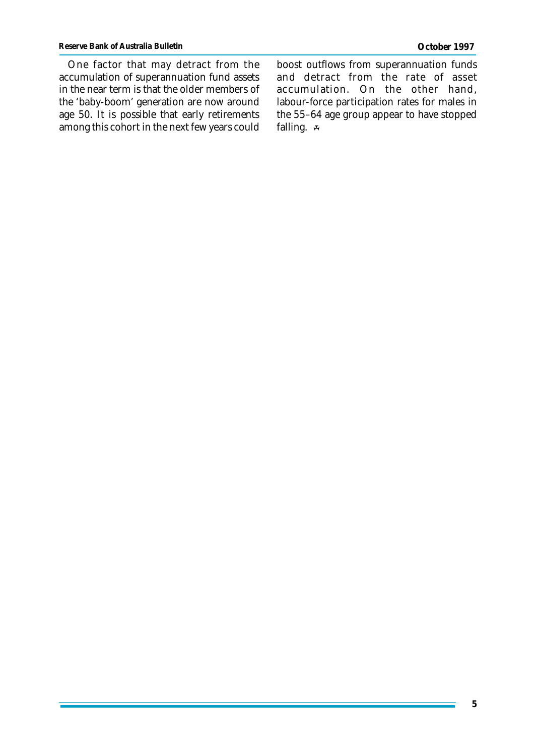One factor that may detract from the accumulation of superannuation fund assets in the near term is that the older members of the 'baby-boom' generation are now around age 50. It is possible that early retirements among this cohort in the next few years could boost outflows from superannuation funds and detract from the rate of asset accumulation. On the other hand, labour-force participation rates for males in the 55–64 age group appear to have stopped falling.